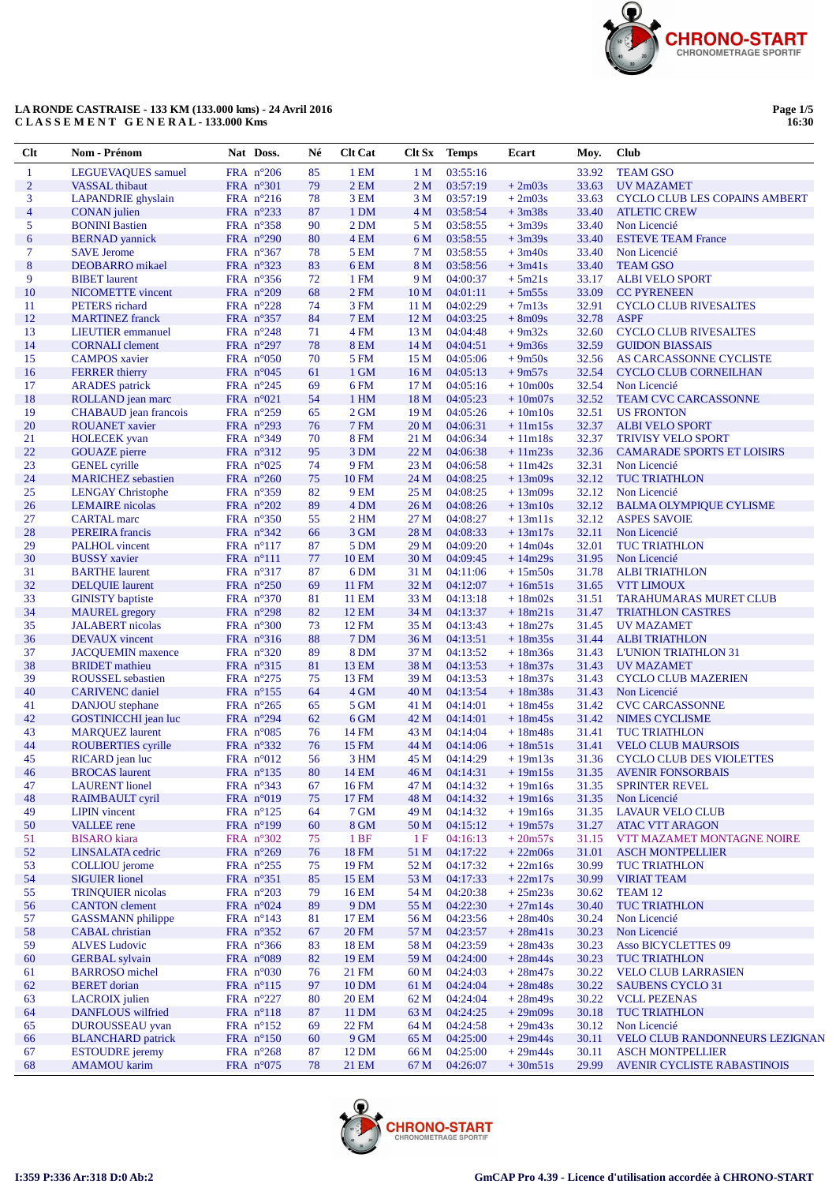**LA RONDE CASTRAISE - 133 KM (133.000 kms) - 24 Avril 2016**
**C L A S S E M E N T   G E N E R A L - 133.000 Kms**

| Clt | Nom - Prénom | Nat | Doss. | Né | Clt Cat | Clt Sx | Temps | Ecart | Moy. | Club |
|---|---|---|---|---|---|---|---|---|---|---|
| 1 | LEGUEVAQUES samuel | FRA | n°206 | 85 | 1 EM | 1 M | 03:55:16 | | 33.92 | TEAM GSO |
| 2 | VASSAL thibaut | FRA | n°301 | 79 | 2 EM | 2 M | 03:57:19 | + 2m03s | 33.63 | UV MAZAMET |
| 3 | LAPANDRIE ghyslain | FRA | n°216 | 78 | 3 EM | 3 M | 03:57:19 | + 2m03s | 33.63 | CYCLO CLUB LES COPAINS AMBERT |
| 4 | CONAN julien | FRA | n°233 | 87 | 1 DM | 4 M | 03:58:54 | + 3m38s | 33.40 | ATLETIC CREW |
| 5 | BONINI Bastien | FRA | n°358 | 90 | 2 DM | 5 M | 03:58:55 | + 3m39s | 33.40 | Non Licencié |
| 6 | BERNAD yannick | FRA | n°290 | 80 | 4 EM | 6 M | 03:58:55 | + 3m39s | 33.40 | ESTEVE TEAM France |
| 7 | SAVE Jerome | FRA | n°367 | 78 | 5 EM | 7 M | 03:58:55 | + 3m40s | 33.40 | Non Licencié |
| 8 | DEOBARRO mikael | FRA | n°323 | 83 | 6 EM | 8 M | 03:58:56 | + 3m41s | 33.40 | TEAM GSO |
| 9 | BIBET laurent | FRA | n°356 | 72 | 1 FM | 9 M | 04:00:37 | + 5m21s | 33.17 | ALBI VELO SPORT |
| 10 | NICOMETTE vincent | FRA | n°209 | 68 | 2 FM | 10 M | 04:01:11 | + 5m55s | 33.09 | CC PYRENEEN |
| 11 | PETERS richard | FRA | n°228 | 74 | 3 FM | 11 M | 04:02:29 | + 7m13s | 32.91 | CYCLO CLUB RIVESALTES |
| 12 | MARTINEZ franck | FRA | n°357 | 84 | 7 EM | 12 M | 04:03:25 | + 8m09s | 32.78 | ASPF |
| 13 | LIEUTIER emmanuel | FRA | n°248 | 71 | 4 FM | 13 M | 04:04:48 | + 9m32s | 32.60 | CYCLO CLUB RIVESALTES |
| 14 | CORNALI clement | FRA | n°297 | 78 | 8 EM | 14 M | 04:04:51 | + 9m36s | 32.59 | GUIDON BIASSAIS |
| 15 | CAMPOS xavier | FRA | n°050 | 70 | 5 FM | 15 M | 04:05:06 | + 9m50s | 32.56 | AS CARCASSONNE CYCLISTE |
| 16 | FERRER thierry | FRA | n°045 | 61 | 1 GM | 16 M | 04:05:13 | + 9m57s | 32.54 | CYCLO CLUB CORNEILHAN |
| 17 | ARADES patrick | FRA | n°245 | 69 | 6 FM | 17 M | 04:05:16 | + 10m00s | 32.54 | Non Licencié |
| 18 | ROLLAND jean marc | FRA | n°021 | 54 | 1 HM | 18 M | 04:05:23 | + 10m07s | 32.52 | TEAM CVC CARCASSONNE |
| 19 | CHABAUD jean francois | FRA | n°259 | 65 | 2 GM | 19 M | 04:05:26 | + 10m10s | 32.51 | US FRONTON |
| 20 | MONTAUT xavier | FRA | n°293 | 76 | 7 FM | 20 M | 04:06:31 | + 11m15s | 32.37 | ALBI VELO SPORT |
| 21 | HOLECEK yvan | FRA | n°349 | 70 | 8 FM | 21 M | 04:06:34 | + 11m18s | 32.37 | TRIVISY VELO SPORT |
| 22 | GOUAZE pierre | FRA | n°312 | 95 | 3 DM | 22 M | 04:06:38 | + 11m23s | 32.36 | CAMARADE SPORTS ET LOISIRS |
| 23 | GENEL cyrille | FRA | n°025 | 74 | 9 FM | 23 M | 04:06:58 | + 11m42s | 32.31 | Non Licencié |
| 24 | MARICHEZ sebastien | FRA | n°260 | 75 | 10 FM | 24 M | 04:08:25 | + 13m09s | 32.12 | TUC TRIATHLON |
| 25 | LENGAY Christophe | FRA | n°359 | 82 | 9 EM | 25 M | 04:08:25 | + 13m09s | 32.12 | Non Licencié |
| 26 | LEMAIRE nicolas | FRA | n°202 | 89 | 4 DM | 26 M | 04:08:26 | + 13m10s | 32.12 | BALMA OLYMPIQUE CYLISME |
| 27 | CARTAL marc | FRA | n°350 | 55 | 2 HM | 27 M | 04:08:27 | + 13m11s | 32.12 | ASPES SAVOIE |
| 28 | PEREIRA francis | FRA | n°342 | 66 | 3 GM | 28 M | 04:08:33 | + 13m17s | 32.11 | Non Licencié |
| 29 | PALHOL vincent | FRA | n°117 | 87 | 5 DM | 29 M | 04:09:20 | + 14m04s | 32.01 | TUC TRIATHLON |
| 30 | BUSSY xavier | FRA | n°111 | 77 | 10 EM | 30 M | 04:09:45 | + 14m29s | 31.95 | Non Licencié |
| 31 | BARTHE laurent | FRA | n°317 | 87 | 6 DM | 31 M | 04:11:06 | + 15m50s | 31.78 | ALBI TRIATHLON |
| 32 | DELQUIE laurent | FRA | n°250 | 69 | 11 FM | 32 M | 04:12:07 | + 16m51s | 31.65 | VTT LIMOUX |
| 33 | GINISTY baptiste | FRA | n°370 | 81 | 11 EM | 33 M | 04:13:18 | + 18m02s | 31.51 | TARAHUMARAS MURET CLUB |
| 34 | MAUREL gregory | FRA | n°298 | 82 | 12 EM | 34 M | 04:13:37 | + 18m21s | 31.47 | TRIATHLON CASTRES |
| 35 | JALABERT nicolas | FRA | n°300 | 73 | 12 FM | 35 M | 04:13:43 | + 18m27s | 31.45 | UV MAZAMET |
| 36 | DEVAUX vincent | FRA | n°316 | 88 | 7 DM | 36 M | 04:13:51 | + 18m35s | 31.44 | ALBI TRIATHLON |
| 37 | JACQUEMIN maxence | FRA | n°320 | 89 | 8 DM | 37 M | 04:13:52 | + 18m36s | 31.43 | L'UNION TRIATHLON 31 |
| 38 | BRIDET mathieu | FRA | n°315 | 81 | 13 EM | 38 M | 04:13:53 | + 18m37s | 31.43 | UV MAZAMET |
| 39 | ROUSSEL sebastien | FRA | n°275 | 75 | 13 FM | 39 M | 04:13:53 | + 18m37s | 31.43 | CYCLO CLUB MAZERIEN |
| 40 | CARIVENC daniel | FRA | n°155 | 64 | 4 GM | 40 M | 04:13:54 | + 18m38s | 31.43 | Non Licencié |
| 41 | DANJOU stephane | FRA | n°265 | 65 | 5 GM | 41 M | 04:14:01 | + 18m45s | 31.42 | CVC CARCASSONNE |
| 42 | GOSTINICCHI jean luc | FRA | n°294 | 62 | 6 GM | 42 M | 04:14:01 | + 18m45s | 31.42 | NIMES CYCLISME |
| 43 | MARQUEZ laurent | FRA | n°085 | 76 | 14 FM | 43 M | 04:14:04 | + 18m48s | 31.41 | TUC TRIATHLON |
| 44 | ROUBERTIES cyrille | FRA | n°332 | 76 | 15 FM | 44 M | 04:14:06 | + 18m51s | 31.41 | VELO CLUB MAURSOIS |
| 45 | RICARD jean luc | FRA | n°012 | 56 | 3 HM | 45 M | 04:14:29 | + 19m13s | 31.36 | CYCLO CLUB DES VIOLETTES |
| 46 | BROCAS laurent | FRA | n°135 | 80 | 14 EM | 46 M | 04:14:31 | + 19m15s | 31.35 | AVENIR FONSORBAIS |
| 47 | LAURENT lionel | FRA | n°343 | 67 | 16 FM | 47 M | 04:14:32 | + 19m16s | 31.35 | SPRINTER REVEL |
| 48 | RAIMBAULT cyril | FRA | n°019 | 75 | 17 FM | 48 M | 04:14:32 | + 19m16s | 31.35 | Non Licencié |
| 49 | LIPIN vincent | FRA | n°125 | 64 | 7 GM | 49 M | 04:14:32 | + 19m16s | 31.35 | LAVAUR VELO CLUB |
| 50 | VALLEE rene | FRA | n°199 | 60 | 8 GM | 50 M | 04:15:12 | + 19m57s | 31.27 | ATAC VTT ARAGON |
| 51 | BISARO kiara | FRA | n°302 | 75 | 1 BF | 1 F | 04:16:13 | + 20m57s | 31.15 | VTT MAZAMET MONTAGNE NOIRE |
| 52 | LINSALATA cedric | FRA | n°269 | 76 | 18 FM | 51 M | 04:17:22 | + 22m06s | 31.01 | ASCH MONTPELLIER |
| 53 | COLLIOU jerome | FRA | n°255 | 75 | 19 FM | 52 M | 04:17:32 | + 22m16s | 30.99 | TUC TRIATHLON |
| 54 | SIGUIER lionel | FRA | n°351 | 85 | 15 EM | 53 M | 04:17:33 | + 22m17s | 30.99 | VIRIAT TEAM |
| 55 | TRINQUIER nicolas | FRA | n°203 | 79 | 16 EM | 54 M | 04:20:38 | + 25m23s | 30.62 | TEAM 12 |
| 56 | CANTON clement | FRA | n°024 | 89 | 9 DM | 55 M | 04:22:30 | + 27m14s | 30.40 | TUC TRIATHLON |
| 57 | GASSMANN philippe | FRA | n°143 | 81 | 17 EM | 56 M | 04:23:56 | + 28m40s | 30.24 | Non Licencié |
| 58 | CABAL christian | FRA | n°352 | 67 | 20 FM | 57 M | 04:23:57 | + 28m41s | 30.23 | Non Licencié |
| 59 | ALVES Ludovic | FRA | n°366 | 83 | 18 EM | 58 M | 04:23:59 | + 28m43s | 30.23 | Asso BICYCLETTES 09 |
| 60 | GERBAL sylvain | FRA | n°089 | 82 | 19 EM | 59 M | 04:24:00 | + 28m44s | 30.23 | TUC TRIATHLON |
| 61 | BARROSO michel | FRA | n°030 | 76 | 21 FM | 60 M | 04:24:03 | + 28m47s | 30.22 | VELO CLUB LARRASIEN |
| 62 | BERET dorian | FRA | n°115 | 97 | 10 DM | 61 M | 04:24:04 | + 28m48s | 30.22 | SAUBENS CYCLO 31 |
| 63 | LACROIX julien | FRA | n°227 | 80 | 20 EM | 62 M | 04:24:04 | + 28m49s | 30.22 | VCLL PEZENAS |
| 64 | DANFLOUS wilfried | FRA | n°118 | 87 | 11 DM | 63 M | 04:24:25 | + 29m09s | 30.18 | TUC TRIATHLON |
| 65 | DUROUSSEAU yvan | FRA | n°152 | 69 | 22 FM | 64 M | 04:24:58 | + 29m43s | 30.12 | Non Licencié |
| 66 | BLANCHARD patrick | FRA | n°150 | 60 | 9 GM | 65 M | 04:25:00 | + 29m44s | 30.11 | VELO CLUB RANDONNEURS LEZIGNAN |
| 67 | ESTOUDRE jeremy | FRA | n°268 | 87 | 12 DM | 66 M | 04:25:00 | + 29m44s | 30.11 | ASCH MONTPELLIER |
| 68 | AMAMOU karim | FRA | n°075 | 78 | 21 EM | 67 M | 04:26:07 | + 30m51s | 29.99 | AVENIR CYCLISTE RABASTINOIS |

I:359 P:336 Ar:318 D:0 Ab:2

GmCAP Pro 4.39 - Licence d'utilisation accordée à CHRONO-START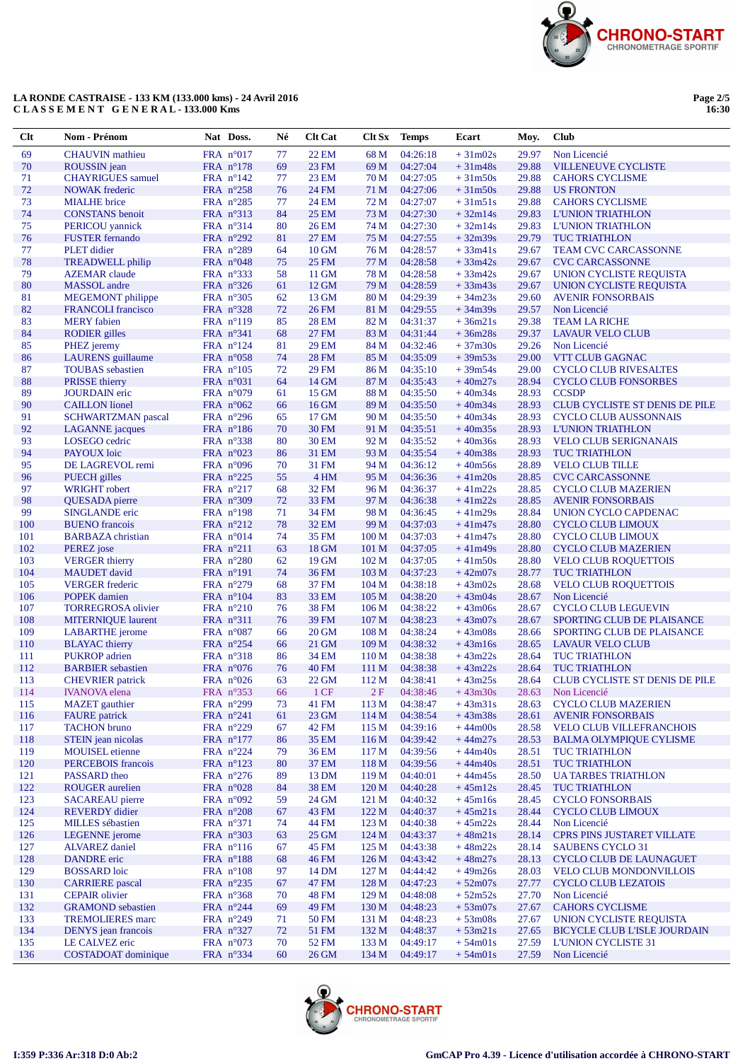**LA RONDE CASTRAISE - 133 KM (133.000 kms) - 24 Avril 2016**
**C L A S S E M E N T   G E N E R A L - 133.000 Kms**

| Clt | Nom - Prénom | Nat | Doss. | Né | Clt Cat | Clt Sx | Temps | Ecart | Moy. | Club |
|---|---|---|---|---|---|---|---|---|---|---|
| 69 | CHAUVIN mathieu | FRA | n°017 | 77 | 22 EM | 68 M | 04:26:18 | + 31m02s | 29.97 | Non Licencié |
| 70 | ROUSSIN jean | FRA | n°178 | 69 | 23 FM | 69 M | 04:27:04 | + 31m48s | 29.88 | VILLENEUVE CYCLISTE |
| 71 | CHAYRIGUES samuel | FRA | n°142 | 77 | 23 EM | 70 M | 04:27:05 | + 31m50s | 29.88 | CAHORS CYCLISME |
| 72 | NOWAK frederic | FRA | n°258 | 76 | 24 FM | 71 M | 04:27:06 | + 31m50s | 29.88 | US FRONTON |
| 73 | MIALHE brice | FRA | n°285 | 77 | 24 EM | 72 M | 04:27:07 | + 31m51s | 29.88 | CAHORS CYCLISME |
| 74 | CONSTANS benoit | FRA | n°313 | 84 | 25 EM | 73 M | 04:27:30 | + 32m14s | 29.83 | L'UNION TRIATHLON |
| 75 | PERICOU yannick | FRA | n°314 | 80 | 26 EM | 74 M | 04:27:30 | + 32m14s | 29.83 | L'UNION TRIATHLON |
| 76 | FUSTER fernando | FRA | n°292 | 81 | 27 EM | 75 M | 04:27:55 | + 32m39s | 29.79 | TUC TRIATHLON |
| 77 | PLET didier | FRA | n°289 | 64 | 10 GM | 76 M | 04:28:57 | + 33m41s | 29.67 | TEAM CVC CARCASSONNE |
| 78 | TREADWELL philip | FRA | n°048 | 75 | 25 FM | 77 M | 04:28:58 | + 33m42s | 29.67 | CVC CARCASSONNE |
| 79 | AZEMAR claude | FRA | n°333 | 58 | 11 GM | 78 M | 04:28:58 | + 33m42s | 29.67 | UNION CYCLISTE REQUISTA |
| 80 | MASSOL andre | FRA | n°326 | 61 | 12 GM | 79 M | 04:28:59 | + 33m43s | 29.67 | UNION CYCLISTE REQUISTA |
| 81 | MEGEMONT philippe | FRA | n°305 | 62 | 13 GM | 80 M | 04:29:39 | + 34m23s | 29.60 | AVENIR FONSORBAIS |
| 82 | FRANCOLI francisco | FRA | n°328 | 72 | 26 FM | 81 M | 04:29:55 | + 34m39s | 29.57 | Non Licencié |
| 83 | MERY fabien | FRA | n°119 | 85 | 28 EM | 82 M | 04:31:37 | + 36m21s | 29.38 | TEAM LA RICHE |
| 84 | RODIER gilles | FRA | n°341 | 68 | 27 FM | 83 M | 04:31:44 | + 36m28s | 29.37 | LAVAUR VELO CLUB |
| 85 | PHEZ jeremy | FRA | n°124 | 81 | 29 EM | 84 M | 04:32:46 | + 37m30s | 29.26 | Non Licencié |
| 86 | LAURENS guillaume | FRA | n°058 | 74 | 28 FM | 85 M | 04:35:09 | + 39m53s | 29.00 | VTT CLUB GAGNAC |
| 87 | TOUBAS sebastien | FRA | n°105 | 72 | 29 FM | 86 M | 04:35:10 | + 39m54s | 29.00 | CYCLO CLUB RIVESALTES |
| 88 | PRISSE thierry | FRA | n°031 | 64 | 14 GM | 87 M | 04:35:43 | + 40m27s | 28.94 | CYCLO CLUB FONSORBES |
| 89 | JOURDAIN eric | FRA | n°079 | 61 | 15 GM | 88 M | 04:35:50 | + 40m34s | 28.93 | CCSDP |
| 90 | CAILLON lionel | FRA | n°062 | 66 | 16 GM | 89 M | 04:35:50 | + 40m34s | 28.93 | CLUB CYCLISTE ST DENIS DE PILE |
| 91 | SCHWARTZMAN pascal | FRA | n°296 | 65 | 17 GM | 90 M | 04:35:50 | + 40m34s | 28.93 | CYCLO CLUB AUSSONNAIS |
| 92 | LAGANNE jacques | FRA | n°186 | 70 | 30 FM | 91 M | 04:35:51 | + 40m35s | 28.93 | L'UNION TRIATHLON |
| 93 | LOSEGO cedric | FRA | n°338 | 80 | 30 EM | 92 M | 04:35:52 | + 40m36s | 28.93 | VELO CLUB SERIGNANAIS |
| 94 | PAYOUX loic | FRA | n°023 | 86 | 31 EM | 93 M | 04:35:54 | + 40m38s | 28.93 | TUC TRIATHLON |
| 95 | DE LAGREVOL remi | FRA | n°096 | 70 | 31 FM | 94 M | 04:36:12 | + 40m56s | 28.89 | VELO CLUB TILLE |
| 96 | PUECH gilles | FRA | n°225 | 55 | 4 HM | 95 M | 04:36:36 | + 41m20s | 28.85 | CVC CARCASSONNE |
| 97 | WRIGHT robert | FRA | n°217 | 68 | 32 FM | 96 M | 04:36:37 | + 41m22s | 28.85 | CYCLO CLUB MAZERIEN |
| 98 | QUESADA pierre | FRA | n°309 | 72 | 33 FM | 97 M | 04:36:38 | + 41m22s | 28.85 | AVENIR FONSORBAIS |
| 99 | SINGLANDE eric | FRA | n°198 | 71 | 34 FM | 98 M | 04:36:45 | + 41m29s | 28.84 | UNION CYCLO CAPDENAC |
| 100 | BUENO francois | FRA | n°212 | 78 | 32 EM | 99 M | 04:37:03 | + 41m47s | 28.80 | CYCLO CLUB LIMOUX |
| 101 | BARBAZA christian | FRA | n°014 | 74 | 35 FM | 100 M | 04:37:03 | + 41m47s | 28.80 | CYCLO CLUB LIMOUX |
| 102 | PEREZ jose | FRA | n°211 | 63 | 18 GM | 101 M | 04:37:05 | + 41m49s | 28.80 | CYCLO CLUB MAZERIEN |
| 103 | VERGER thierry | FRA | n°280 | 62 | 19 GM | 102 M | 04:37:05 | + 41m50s | 28.80 | VELO CLUB ROQUETTOIS |
| 104 | MAUDET david | FRA | n°191 | 74 | 36 FM | 103 M | 04:37:23 | + 42m07s | 28.77 | TUC TRIATHLON |
| 105 | VERGER frederic | FRA | n°279 | 68 | 37 FM | 104 M | 04:38:18 | + 43m02s | 28.68 | VELO CLUB ROQUETTOIS |
| 106 | POPEK damien | FRA | n°104 | 83 | 33 EM | 105 M | 04:38:20 | + 43m04s | 28.67 | Non Licencié |
| 107 | TORREGROSA olivier | FRA | n°210 | 76 | 38 FM | 106 M | 04:38:22 | + 43m06s | 28.67 | CYCLO CLUB LEGUEVIN |
| 108 | MITERNIQUE laurent | FRA | n°311 | 76 | 39 FM | 107 M | 04:38:23 | + 43m07s | 28.67 | SPORTING CLUB DE PLAISANCE |
| 109 | LABARTHE jerome | FRA | n°087 | 66 | 20 GM | 108 M | 04:38:24 | + 43m08s | 28.66 | SPORTING CLUB DE PLAISANCE |
| 110 | BLAYAC thierry | FRA | n°254 | 66 | 21 GM | 109 M | 04:38:32 | + 43m16s | 28.65 | LAVAUR VELO CLUB |
| 111 | PUKROP adrien | FRA | n°318 | 86 | 34 EM | 110 M | 04:38:38 | + 43m22s | 28.64 | TUC TRIATHLON |
| 112 | BARBIER sebastien | FRA | n°076 | 76 | 40 FM | 111 M | 04:38:38 | + 43m22s | 28.64 | TUC TRIATHLON |
| 113 | CHEVRIER patrick | FRA | n°026 | 63 | 22 GM | 112 M | 04:38:41 | + 43m25s | 28.64 | CLUB CYCLISTE ST DENIS DE PILE |
| 114 | IVANOVA elena | FRA | n°353 | 66 | 1 CF | 2 F | 04:38:46 | + 43m30s | 28.63 | Non Licencié |
| 115 | MAZET gauthier | FRA | n°299 | 73 | 41 FM | 113 M | 04:38:47 | + 43m31s | 28.63 | CYCLO CLUB MAZERIEN |
| 116 | FAURE patrick | FRA | n°241 | 61 | 23 GM | 114 M | 04:38:54 | + 43m38s | 28.61 | AVENIR FONSORBAIS |
| 117 | TACHON bruno | FRA | n°229 | 67 | 42 FM | 115 M | 04:39:16 | + 44m00s | 28.58 | VELO CLUB VILLEFRANCHOIS |
| 118 | STEIN jean nicolas | FRA | n°177 | 86 | 35 EM | 116 M | 04:39:42 | + 44m27s | 28.53 | BALMA OLYMPIQUE CYLISME |
| 119 | MOUISEL etienne | FRA | n°224 | 79 | 36 EM | 117 M | 04:39:56 | + 44m40s | 28.51 | TUC TRIATHLON |
| 120 | PERCEBOIS francois | FRA | n°123 | 80 | 37 EM | 118 M | 04:39:56 | + 44m40s | 28.51 | TUC TRIATHLON |
| 121 | PASSARD theo | FRA | n°276 | 89 | 13 DM | 119 M | 04:40:01 | + 44m45s | 28.50 | UA TARBES TRIATHLON |
| 122 | ROUGER aurelien | FRA | n°028 | 84 | 38 EM | 120 M | 04:40:28 | + 45m12s | 28.45 | TUC TRIATHLON |
| 123 | SACAREAU pierre | FRA | n°092 | 59 | 24 GM | 121 M | 04:40:32 | + 45m16s | 28.45 | CYCLO FONSORBAIS |
| 124 | REVERDY didier | FRA | n°208 | 67 | 43 FM | 122 M | 04:40:37 | + 45m21s | 28.44 | CYCLO CLUB LIMOUX |
| 125 | MILLES sébastien | FRA | n°371 | 74 | 44 FM | 123 M | 04:40:38 | + 45m22s | 28.44 | Non Licencié |
| 126 | LEGENNE jerome | FRA | n°303 | 63 | 25 GM | 124 M | 04:43:37 | + 48m21s | 28.14 | CPRS PINS JUSTARET VILLATE |
| 127 | ALVAREZ daniel | FRA | n°116 | 67 | 45 FM | 125 M | 04:43:38 | + 48m22s | 28.14 | SAUBENS CYCLO 31 |
| 128 | DANDRE eric | FRA | n°188 | 68 | 46 FM | 126 M | 04:43:42 | + 48m27s | 28.13 | CYCLO CLUB DE LAUNAGUET |
| 129 | BOSSARD loic | FRA | n°108 | 97 | 14 DM | 127 M | 04:44:42 | + 49m26s | 28.03 | VELO CLUB MONDONVILLOIS |
| 130 | CARRIERE pascal | FRA | n°235 | 67 | 47 FM | 128 M | 04:47:23 | + 52m07s | 27.77 | CYCLO CLUB LEZATOIS |
| 131 | CEPAIR olivier | FRA | n°368 | 70 | 48 FM | 129 M | 04:48:08 | + 52m52s | 27.70 | Non Licencié |
| 132 | GRAMOND sebastien | FRA | n°244 | 69 | 49 FM | 130 M | 04:48:23 | + 53m07s | 27.67 | CAHORS CYCLISME |
| 133 | TREMOLIERES marc | FRA | n°249 | 71 | 50 FM | 131 M | 04:48:23 | + 53m08s | 27.67 | UNION CYCLISTE REQUISTA |
| 134 | DENYS jean francois | FRA | n°327 | 72 | 51 FM | 132 M | 04:48:37 | + 53m21s | 27.65 | BICYCLE CLUB L'ISLE JOURDAIN |
| 135 | LE CALVEZ eric | FRA | n°073 | 70 | 52 FM | 133 M | 04:49:17 | + 54m01s | 27.59 | L'UNION CYCLISTE 31 |
| 136 | COSTADOAT dominique | FRA | n°334 | 60 | 26 GM | 134 M | 04:49:17 | + 54m01s | 27.59 | Non Licencié |

I:359 P:336 Ar:318 D:0 Ab:2

GmCAP Pro 4.39 - Licence d'utilisation accordée à CHRONO-START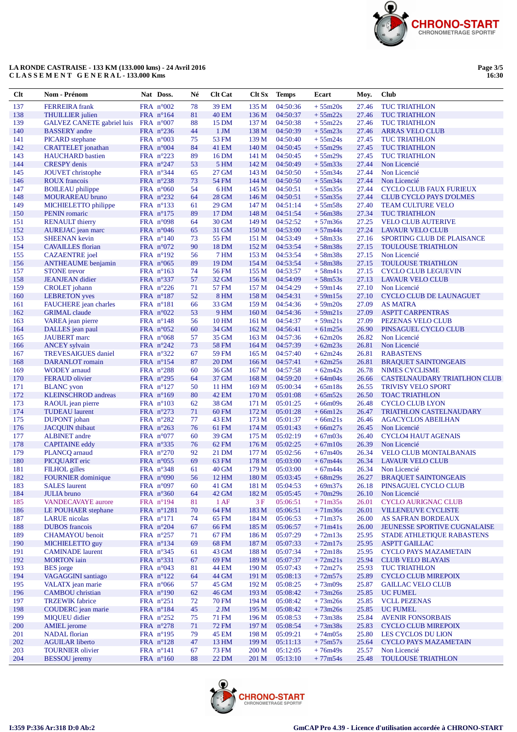LA RONDE CASTRAISE - 133 KM (133.000 kms) - 24 Avril 2016
CLASSEMENT GENERAL - 133.000 Kms

16:30

| Clt | Nom - Prénom | Nat | Doss. | Né | Clt Cat | Clt Sx | Temps | Ecart | Moy. | Club |
|---|---|---|---|---|---|---|---|---|---|---|
| 137 | FERREIRA frank | FRA | n°002 | 78 | 39 EM | 135 M | 04:50:36 | + 55m20s | 27.46 | TUC TRIATHLON |
| 138 | THUILLIER julien | FRA | n°164 | 81 | 40 EM | 136 M | 04:50:37 | + 55m22s | 27.46 | TUC TRIATHLON |
| 139 | GALVEZ CANETE gabriel luis | FRA | n°007 | 88 | 15 DM | 137 M | 04:50:38 | + 55m22s | 27.46 | TUC TRIATHLON |
| 140 | BASSERY andre | FRA | n°236 | 44 | 1 JM | 138 M | 04:50:39 | + 55m23s | 27.46 | ARRAS VELO CLUB |
| 141 | PICARD stephane | FRA | n°003 | 75 | 53 FM | 139 M | 04:50:40 | + 55m24s | 27.45 | TUC TRIATHLON |
| 142 | CRATTELET jonathan | FRA | n°004 | 84 | 41 EM | 140 M | 04:50:45 | + 55m29s | 27.45 | TUC TRIATHLON |
| 143 | HAUCHARD bastien | FRA | n°223 | 89 | 16 DM | 141 M | 04:50:45 | + 55m29s | 27.45 | TUC TRIATHLON |
| 144 | CRESPY denis | FRA | n°247 | 53 | 5 HM | 142 M | 04:50:49 | + 55m33s | 27.44 | Non Licencié |
| 145 | JOUVET christophe | FRA | n°344 | 65 | 27 GM | 143 M | 04:50:50 | + 55m34s | 27.44 | Non Licencié |
| 146 | ROUX francois | FRA | n°238 | 73 | 54 FM | 144 M | 04:50:50 | + 55m34s | 27.44 | Non Licencié |
| 147 | BOILEAU philippe | FRA | n°060 | 54 | 6 HM | 145 M | 04:50:51 | + 55m35s | 27.44 | CYCLO CLUB FAUX FURIEUX |
| 148 | MOURAREAU bruno | FRA | n°232 | 64 | 28 GM | 146 M | 04:50:51 | + 55m35s | 27.44 | CLUB CYCLO PAYS D'OLMES |
| 149 | MICHIELETTO philippe | FRA | n°133 | 61 | 29 GM | 147 M | 04:51:14 | + 55m58s | 27.40 | TEAM CULTURE VELO |
| 150 | PENIN romaric | FRA | n°175 | 89 | 17 DM | 148 M | 04:51:54 | + 56m38s | 27.34 | TUC TRIATHLON |
| 151 | RENAULT thierry | FRA | n°098 | 64 | 30 GM | 149 M | 04:52:52 | + 57m36s | 27.25 | VELO CLUB AUTERIVE |
| 152 | AUREJAC jean marc | FRA | n°046 | 65 | 31 GM | 150 M | 04:53:00 | + 57m44s | 27.24 | LAVAUR VELO CLUB |
| 153 | SHEENAN kevin | FRA | n°140 | 73 | 55 FM | 151 M | 04:53:49 | + 58m33s | 27.16 | SPORTING CLUB DE PLAISANCE |
| 154 | CAVAILLES florian | FRA | n°072 | 90 | 18 DM | 152 M | 04:53:54 | + 58m38s | 27.15 | TOULOUSE TRIATHLON |
| 155 | CAZAENTRE joel | FRA | n°192 | 56 | 7 HM | 153 M | 04:53:54 | + 58m38s | 27.15 | Non Licencié |
| 156 | ANTHEAUME benjamin | FRA | n°065 | 89 | 19 DM | 154 M | 04:53:54 | + 58m38s | 27.15 | TOULOUSE TRIATHLON |
| 157 | STONE trevor | FRA | n°163 | 74 | 56 FM | 155 M | 04:53:57 | + 58m41s | 27.15 | CYCLO CLUB LEGUEVIN |
| 158 | JEANJEAN didier | FRA | n°337 | 57 | 32 GM | 156 M | 04:54:09 | + 58m53s | 27.13 | LAVAUR VELO CLUB |
| 159 | CROLET johann | FRA | n°226 | 71 | 57 FM | 157 M | 04:54:29 | + 59m14s | 27.10 | Non Licencié |
| 160 | LEBRETON yves | FRA | n°187 | 52 | 8 HM | 158 M | 04:54:31 | + 59m15s | 27.10 | CYCLO CLUB DE LAUNAGUET |
| 161 | FAUCHERE jean charles | FRA | n°181 | 66 | 33 GM | 159 M | 04:54:36 | + 59m20s | 27.09 | AS MATRA |
| 162 | GRIMAL claude | FRA | n°022 | 53 | 9 HM | 160 M | 04:54:36 | + 59m21s | 27.09 | ASPTT CARPENTRAS |
| 163 | VAREA jean pierre | FRA | n°148 | 56 | 10 HM | 161 M | 04:54:37 | + 59m21s | 27.09 | PEZENAS VELO CLUB |
| 164 | DALLES jean paul | FRA | n°052 | 60 | 34 GM | 162 M | 04:56:41 | + 61m25s | 26.90 | PINSAGUEL CYCLO CLUB |
| 165 | JAUBERT marc | FRA | n°068 | 57 | 35 GM | 163 M | 04:57:36 | + 62m20s | 26.82 | Non Licencié |
| 166 | ANCEY sylvain | FRA | n°242 | 73 | 58 FM | 164 M | 04:57:39 | + 62m23s | 26.81 | Non Licencié |
| 167 | TREVESAIGUES daniel | FRA | n°322 | 67 | 59 FM | 165 M | 04:57:40 | + 62m24s | 26.81 | RABASTENS |
| 168 | DARANLOT romain | FRA | n°154 | 87 | 20 DM | 166 M | 04:57:41 | + 62m25s | 26.81 | BRAQUET SAINTONGEAIS |
| 169 | WODEY arnaud | FRA | n°288 | 60 | 36 GM | 167 M | 04:57:58 | + 62m42s | 26.78 | NIMES CYCLISME |
| 170 | FERAUD olivier | FRA | n°295 | 64 | 37 GM | 168 M | 04:59:20 | + 64m04s | 26.66 | CASTELNAUDARY TRIATLHON CLUB |
| 171 | BLANC yvon | FRA | n°127 | 50 | 11 HM | 169 M | 05:00:34 | + 65m18s | 26.55 | TRIVISY VELO SPORT |
| 172 | KLEINSCHROD andreas | FRA | n°169 | 80 | 42 EM | 170 M | 05:01:08 | + 65m52s | 26.50 | TOAC TRIATHLON |
| 173 | RAOUL jean pierre | FRA | n°103 | 62 | 38 GM | 171 M | 05:01:25 | + 66m09s | 26.48 | CYCLO CLUB LYON |
| 174 | TUDEAU laurent | FRA | n°273 | 71 | 60 FM | 172 M | 05:01:28 | + 66m12s | 26.47 | TRIATHLON CASTELNAUDARY |
| 175 | DUPONT johan | FRA | n°282 | 77 | 43 EM | 173 M | 05:01:37 | + 66m21s | 26.46 | AGACYCLOS ABEILHAN |
| 176 | JACQUIN thibaut | FRA | n°263 | 76 | 61 FM | 174 M | 05:01:43 | + 66m27s | 26.45 | Non Licencié |
| 177 | ALBINET andre | FRA | n°077 | 60 | 39 GM | 175 M | 05:02:19 | + 67m03s | 26.40 | CYCLO4 HAUT AGENAIS |
| 178 | CAPITAINE eddy | FRA | n°335 | 76 | 62 FM | 176 M | 05:02:25 | + 67m10s | 26.39 | Non Licencié |
| 179 | PLANCQ arnaud | FRA | n°270 | 92 | 21 DM | 177 M | 05:02:56 | + 67m40s | 26.34 | VELO CLUB MONTALBANAIS |
| 180 | PICQUART eric | FRA | n°055 | 69 | 63 FM | 178 M | 05:03:00 | + 67m44s | 26.34 | LAVAUR VELO CLUB |
| 181 | FILHOL gilles | FRA | n°348 | 61 | 40 GM | 179 M | 05:03:00 | + 67m44s | 26.34 | Non Licencié |
| 182 | FOURNIER dominique | FRA | n°090 | 56 | 12 HM | 180 M | 05:03:45 | + 68m29s | 26.27 | BRAQUET SAINTONGEAIS |
| 183 | SALES laurent | FRA | n°097 | 60 | 41 GM | 181 M | 05:04:53 | + 69m37s | 26.18 | PINSAGUEL CYCLO CLUB |
| 184 | JULIA bruno | FRA | n°360 | 64 | 42 GM | 182 M | 05:05:45 | + 70m29s | 26.10 | Non Licencié |
| 185 | VANDECAVAYE aurore | FRA | n°194 | 81 | 1 AF | 3 F | 05:06:51 | + 71m35s | 26.01 | CYCLO AURIGNAC CLUB |
| 186 | LE POUHAER stephane | FRA | n°1281 | 70 | 64 FM | 183 M | 05:06:51 | + 71m36s | 26.01 | VILLENEUVE CYCLISTE |
| 187 | LARUE nicolas | FRA | n°171 | 74 | 65 FM | 184 M | 05:06:53 | + 71m37s | 26.00 | AS SAFRAN BORDEAUX |
| 188 | DUBOS francois | FRA | n°204 | 67 | 66 FM | 185 M | 05:06:57 | + 71m41s | 26.00 | JEUNESSE SPORTIVE CUGNALAISE |
| 189 | CHAMAYOU benoit | FRA | n°257 | 71 | 67 FM | 186 M | 05:07:29 | + 72m13s | 25.95 | STADE ATHLETIQUE RABASTENS |
| 190 | MICHIELETTO guy | FRA | n°134 | 69 | 68 FM | 187 M | 05:07:33 | + 72m17s | 25.95 | ASPTT GAILLAC |
| 191 | CAMINADE laurent | FRA | n°345 | 61 | 43 GM | 188 M | 05:07:34 | + 72m18s | 25.95 | CYCLO PAYS MAZAMETAIN |
| 192 | MORTON iain | FRA | n°331 | 67 | 69 FM | 189 M | 05:07:37 | + 72m21s | 25.94 | CLUB VELO BLAYAIS |
| 193 | BES jorge | FRA | n°043 | 81 | 44 EM | 190 M | 05:07:43 | + 72m27s | 25.93 | TUC TRIATHLON |
| 194 | VAGAGGINI santiago | FRA | n°122 | 64 | 44 GM | 191 M | 05:08:13 | + 72m57s | 25.89 | CYCLO CLUB MIREPOIX |
| 195 | VALATX jean marie | FRA | n°066 | 57 | 45 GM | 192 M | 05:08:25 | + 73m09s | 25.87 | GAILLAC VELO CLUB |
| 196 | CAMBOU christian | FRA | n°190 | 62 | 46 GM | 193 M | 05:08:42 | + 73m26s | 25.85 | UC FUMEL |
| 197 | TRZEWIK fabrice | FRA | n°251 | 72 | 70 FM | 194 M | 05:08:42 | + 73m26s | 25.85 | VCLL PEZENAS |
| 198 | COUDERC jean marie | FRA | n°184 | 45 | 2 JM | 195 M | 05:08:42 | + 73m26s | 25.85 | UC FUMEL |
| 199 | MIQUEU didier | FRA | n°252 | 75 | 71 FM | 196 M | 05:08:53 | + 73m38s | 25.84 | AVENIR FONSORBAIS |
| 200 | AMIEL jerome | FRA | n°278 | 71 | 72 FM | 197 M | 05:08:54 | + 73m38s | 25.83 | CYCLO CLUB MIREPOIX |
| 201 | NADAL florian | FRA | n°195 | 79 | 45 EM | 198 M | 05:09:21 | + 74m05s | 25.80 | LES CYCLOS DU LION |
| 202 | AGUILAR liberto | FRA | n°128 | 47 | 13 HM | 199 M | 05:11:13 | + 75m57s | 25.64 | CYCLO PAYS MAZAMETAIN |
| 203 | TOURNIER olivier | FRA | n°141 | 67 | 73 FM | 200 M | 05:12:05 | + 76m49s | 25.57 | Non Licencié |
| 204 | BESSOU jeremy | FRA | n°160 | 88 | 22 DM | 201 M | 05:13:10 | + 77m54s | 25.48 | TOULOUSE TRIATHLON |

I:359 P:336 Ar:318 D:0 Ab:2

GmCAP Pro 4.39 - Licence d'utilisation accordée à CHRONO-START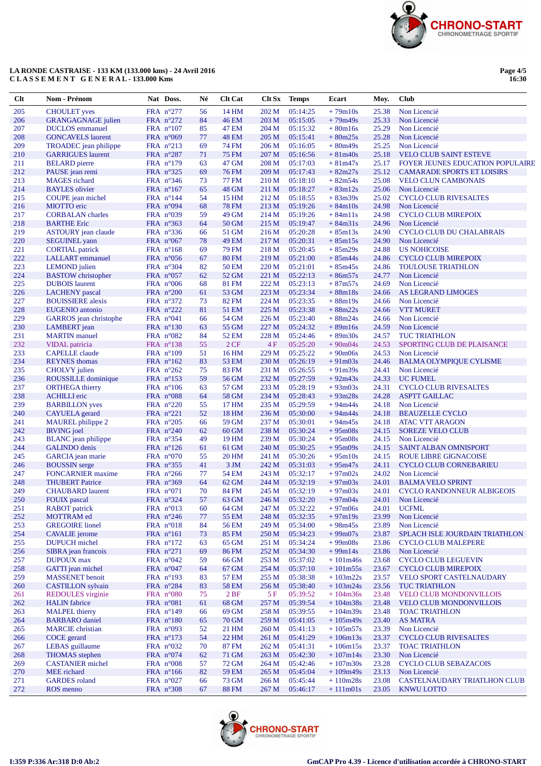**LA RONDE CASTRAISE - 133 KM (133.000 kms) - 24 Avril 2016**
**C L A S S E M E N T G E N E R A L - 133.000 Kms**

| Clt | Nom - Prénom | Nat | Doss. | Né | Clt Cat | Clt Sx | Temps | Ecart | Moy. | Club |
|---|---|---|---|---|---|---|---|---|---|---|
| 205 | CHOULET yves | FRA | n°277 | 56 | 14 HM | 202 M | 05:14:25 | + 79m10s | 25.38 | Non Licencié |
| 206 | GRANGAGNAGE julien | FRA | n°272 | 84 | 46 EM | 203 M | 05:15:05 | + 79m49s | 25.33 | Non Licencié |
| 207 | DUCLOS emmanuel | FRA | n°107 | 85 | 47 EM | 204 M | 05:15:32 | + 80m16s | 25.29 | Non Licencié |
| 208 | GONCAVELS laurent | FRA | n°069 | 77 | 48 EM | 205 M | 05:15:41 | + 80m25s | 25.28 | Non Licencié |
| 209 | TROADEC jean philippe | FRA | n°213 | 69 | 74 FM | 206 M | 05:16:05 | + 80m49s | 25.25 | Non Licencié |
| 210 | GARRIGUES laurent | FRA | n°287 | 71 | 75 FM | 207 M | 05:16:56 | + 81m40s | 25.18 | VELO CLUB SAINT ESTEVE |
| 211 | BELARD pierre | FRA | n°179 | 63 | 47 GM | 208 M | 05:17:03 | + 81m47s | 25.17 | FOYER JEUNES EDUCATION POPULAIRE |
| 212 | PAUSE jean remi | FRA | n°325 | 69 | 76 FM | 209 M | 05:17:43 | + 82m27s | 25.12 | CAMARADE SPORTS ET LOISIRS |
| 213 | MAGES richard | FRA | n°346 | 73 | 77 FM | 210 M | 05:18:10 | + 82m54s | 25.08 | VELO CLUN CAMBONAIS |
| 214 | BAYLES olivier | FRA | n°167 | 65 | 48 GM | 211 M | 05:18:27 | + 83m12s | 25.06 | Non Licencié |
| 215 | COUPE jean michel | FRA | n°144 | 54 | 15 HM | 212 M | 05:18:55 | + 83m39s | 25.02 | CYCLO CLUB RIVESALTES |
| 216 | MIOTTO eric | FRA | n°094 | 68 | 78 FM | 213 M | 05:19:26 | + 84m10s | 24.98 | Non Licencié |
| 217 | CORBALAN charles | FRA | n°039 | 59 | 49 GM | 214 M | 05:19:26 | + 84m11s | 24.98 | CYCLO CLUB MIREPOIX |
| 218 | BARTHE Eric | FRA | n°363 | 64 | 50 GM | 215 M | 05:19:47 | + 84m31s | 24.96 | Non Licencié |
| 219 | ASTRUGUE jean claude | FRA | n°336 | 66 | 51 GM | 216 M | 05:20:28 | + 85m13s | 24.90 | CYCLO CLUB DU CHALABRAIS |
| 220 | SEGUINEL yann | FRA | n°067 | 78 | 49 EM | 217 M | 05:20:31 | + 85m15s | 24.90 | Non Licencié |
| 221 | CORTIAL patrick | FRA | n°168 | 69 | 79 FM | 218 M | 05:20:45 | + 85m29s | 24.88 | US NOHICOISE |
| 222 | LALLART emmanuel | FRA | n°056 | 67 | 80 FM | 219 M | 05:21:00 | + 85m44s | 24.86 | CYCLO CLUB MIREPOIX |
| 223 | LEMOND julien | FRA | n°304 | 82 | 50 EM | 220 M | 05:21:01 | + 85m45s | 24.86 | TOULOUSE TRIATHLON |
| 224 | BASTOW christopher | FRA | n°057 | 62 | 52 GM | 221 M | 05:22:13 | + 86m57s | 24.77 | Non Licencié |
| 225 | DUBOIS laurent | FRA | n°006 | 68 | 81 FM | 222 M | 05:23:13 | + 87m57s | 24.69 | Non Licencié |
| 226 | LACHENY pascal | FRA | n°200 | 61 | 53 GM | 223 M | 05:23:34 | + 88m18s | 24.66 | AS LEGRAND LIMOGES |
| 227 | BOUISSIERE alexis | FRA | n°372 | 73 | 82 FM | 224 M | 05:23:35 | + 88m19s | 24.66 | Non Licencié |
| 228 | EUGENIO antonio | FRA | n°222 | 81 | 51 EM | 225 M | 05:23:38 | + 88m22s | 24.66 | VTT MURET |
| 229 | GARROS jean christophe | FRA | n°041 | 66 | 54 GM | 226 M | 05:23:40 | + 88m24s | 24.66 | Non Licencié |
| 230 | LAMBERT jean | FRA | n°130 | 63 | 55 GM | 227 M | 05:24:32 | + 89m16s | 24.59 | Non Licencié |
| 231 | MARTIN manuel | FRA | n°082 | 84 | 52 EM | 228 M | 05:24:46 | + 89m30s | 24.57 | TUC TRIATHLON |
| 232 | VIDAL patricia | FRA | n°138 | 55 | 2 CF | 4 F | 05:25:20 | + 90m04s | 24.53 | SPORTING CLUB DE PLAISANCE |
| 233 | CAPELLE claude | FRA | n°109 | 51 | 16 HM | 229 M | 05:25:22 | + 90m06s | 24.53 | Non Licencié |
| 234 | REYNES thomas | FRA | n°162 | 83 | 53 EM | 230 M | 05:26:19 | + 91m03s | 24.46 | BALMA OLYMPIQUE CYLISME |
| 235 | CHOLVY julien | FRA | n°262 | 75 | 83 FM | 231 M | 05:26:55 | + 91m39s | 24.41 | Non Licencié |
| 236 | ROUSSILLE dominique | FRA | n°153 | 59 | 56 GM | 232 M | 05:27:59 | + 92m43s | 24.33 | UC FUMEL |
| 237 | ORTHEGA thierry | FRA | n°106 | 63 | 57 GM | 233 M | 05:28:19 | + 93m03s | 24.31 | CYCLO CLUB RIVESALTES |
| 238 | ACHILLI eric | FRA | n°088 | 64 | 58 GM | 234 M | 05:28:43 | + 93m28s | 24.28 | ASPTT GAILLAC |
| 239 | BARBILLON yves | FRA | n°220 | 55 | 17 HM | 235 M | 05:29:59 | + 94m44s | 24.18 | Non Licencié |
| 240 | CAYUELA gerard | FRA | n°221 | 52 | 18 HM | 236 M | 05:30:00 | + 94m44s | 24.18 | BEAUZELLE CYCLO |
| 241 | MAUREL philippe 2 | FRA | n°205 | 66 | 59 GM | 237 M | 05:30:01 | + 94m45s | 24.18 | ATAC VTT ARAGON |
| 242 | IRVING joel | FRA | n°240 | 62 | 60 GM | 238 M | 05:30:24 | + 95m08s | 24.15 | SOREZE VELO CLUB |
| 243 | BLANC jean philippe | FRA | n°354 | 49 | 19 HM | 239 M | 05:30:24 | + 95m08s | 24.15 | Non Licencié |
| 244 | GALINDO denis | FRA | n°126 | 61 | 61 GM | 240 M | 05:30:25 | + 95m09s | 24.15 | SAINT ALBAN OMNISPORT |
| 245 | GARCIA jean marie | FRA | n°070 | 55 | 20 HM | 241 M | 05:30:26 | + 95m10s | 24.15 | ROUE LIBRE GIGNACOISE |
| 246 | BOUSSIN serge | FRA | n°355 | 41 | 3 JM | 242 M | 05:31:03 | + 95m47s | 24.11 | CYCLO CLUB CORNEBARIEU |
| 247 | FONCARNIER maxime | FRA | n°266 | 77 | 54 EM | 243 M | 05:32:17 | + 97m02s | 24.02 | Non Licencié |
| 248 | THUBERT Patrice | FRA | n°369 | 64 | 62 GM | 244 M | 05:32:19 | + 97m03s | 24.01 | BALMA VELO SPRINT |
| 249 | CHAUBARD laurent | FRA | n°071 | 70 | 84 FM | 245 M | 05:32:19 | + 97m03s | 24.01 | CYCLO RANDONNEUR ALBIGEOIS |
| 250 | FOUIX pascal | FRA | n°324 | 57 | 63 GM | 246 M | 05:32:20 | + 97m04s | 24.01 | Non Licencié |
| 251 | RABOT patrick | FRA | n°013 | 60 | 64 GM | 247 M | 05:32:22 | + 97m06s | 24.01 | UCFML |
| 252 | MOTTRAM ed | FRA | n°246 | 77 | 55 EM | 248 M | 05:32:35 | + 97m19s | 23.99 | Non Licencié |
| 253 | GREGOIRE lionel | FRA | n°018 | 84 | 56 EM | 249 M | 05:34:00 | + 98m45s | 23.89 | Non Licencié |
| 254 | CAVALIE jerome | FRA | n°161 | 73 | 85 FM | 250 M | 05:34:23 | + 99m07s | 23.87 | SPLACH ISLE JOURDAIN TRIATHLON |
| 255 | DUPUCH michel | FRA | n°172 | 63 | 65 GM | 251 M | 05:34:24 | + 99m08s | 23.86 | CYCLO CLUB MALEPERE |
| 256 | SIBRA jean francois | FRA | n°271 | 69 | 86 FM | 252 M | 05:34:30 | + 99m14s | 23.86 | Non Licencié |
| 257 | DUPOUX max | FRA | n°042 | 59 | 66 GM | 253 M | 05:37:02 | + 101m46s | 23.68 | CYCLO CLUB LEGUEVIN |
| 258 | GATTI jean michel | FRA | n°047 | 64 | 67 GM | 254 M | 05:37:10 | + 101m55s | 23.67 | CYCLO CLUB MIREPOIX |
| 259 | MASSENET benoit | FRA | n°193 | 83 | 57 EM | 255 M | 05:38:38 | + 103m22s | 23.57 | VELO SPORT CASTELNAUDARY |
| 260 | CASTILLON sylvain | FRA | n°284 | 83 | 58 EM | 256 M | 05:38:40 | + 103m24s | 23.56 | TUC TRIATHLON |
| 261 | REDOULES virginie | FRA | n°080 | 75 | 2 BF | 5 F | 05:39:52 | + 104m36s | 23.48 | VELO CLUB MONDONVILLOIS |
| 262 | HALIN fabrice | FRA | n°081 | 61 | 68 GM | 257 M | 05:39:54 | + 104m38s | 23.48 | VELO CLUB MONDONVILLOIS |
| 263 | MALPEL thierry | FRA | n°149 | 66 | 69 GM | 258 M | 05:39:55 | + 104m39s | 23.48 | TOAC TRIATHLON |
| 264 | BARBARO daniel | FRA | n°180 | 65 | 70 GM | 259 M | 05:41:05 | + 105m49s | 23.40 | AS MATRA |
| 265 | MARCIE christian | FRA | n°093 | 52 | 21 HM | 260 M | 05:41:13 | + 105m57s | 23.39 | Non Licencié |
| 266 | COCE gerard | FRA | n°173 | 54 | 22 HM | 261 M | 05:41:29 | + 106m13s | 23.37 | CYCLO CLUB RIVESALTES |
| 267 | LEBAS guillaume | FRA | n°032 | 70 | 87 FM | 262 M | 05:41:31 | + 106m15s | 23.37 | TOAC TRIATHLON |
| 268 | THOMAS stephen | FRA | n°074 | 62 | 71 GM | 263 M | 05:42:30 | + 107m14s | 23.30 | Non Licencié |
| 269 | CASTANIER michel | FRA | n°008 | 57 | 72 GM | 264 M | 05:42:46 | + 107m30s | 23.28 | CYCLO CLUB SEBAZACOIS |
| 270 | MEE richard | FRA | n°166 | 82 | 59 EM | 265 M | 05:45:04 | + 109m49s | 23.13 | Non Licencié |
| 271 | GARDES roland | FRA | n°027 | 66 | 73 GM | 266 M | 05:45:44 | + 110m28s | 23.08 | CASTELNAUDARY TRIATLHON CLUB |
| 272 | ROS menno | FRA | n°308 | 67 | 88 FM | 267 M | 05:46:17 | + 111m01s | 23.05 | KNWU LOTTO |

I:359 P:336 Ar:318 D:0 Ab:2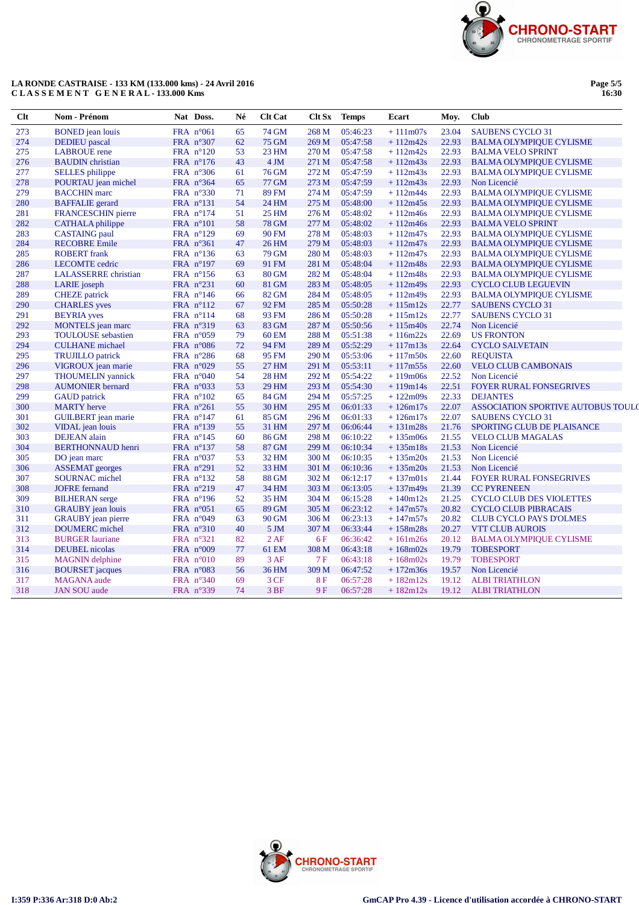LA RONDE CASTRAISE - 133 KM (133.000 kms) - 24 Avril 2016
C L A S S E M E N T   G E N E R A L - 133.000 Kms

16:30

| Clt | Nom - Prénom | Nat | Doss. | Né | Clt Cat | Clt Sx | Temps | Ecart | Moy. | Club |
|---|---|---|---|---|---|---|---|---|---|---|
| 273 | BONED jean louis | FRA | n°061 | 65 | 74 GM | 268 M | 05:46:23 | + 111m07s | 23.04 | SAUBENS CYCLO 31 |
| 274 | DEDIEU pascal | FRA | n°307 | 62 | 75 GM | 269 M | 05:47:58 | + 112m42s | 22.93 | BALMA OLYMPIQUE CYLISME |
| 275 | LABROUE rene | FRA | n°120 | 53 | 23 HM | 270 M | 05:47:58 | + 112m42s | 22.93 | BALMA VELO SPRINT |
| 276 | BAUDIN christian | FRA | n°176 | 43 | 4 JM | 271 M | 05:47:58 | + 112m43s | 22.93 | BALMA OLYMPIQUE CYLISME |
| 277 | SELLES philippe | FRA | n°306 | 61 | 76 GM | 272 M | 05:47:59 | + 112m43s | 22.93 | BALMA OLYMPIQUE CYLISME |
| 278 | POURTAU jean michel | FRA | n°364 | 65 | 77 GM | 273 M | 05:47:59 | + 112m43s | 22.93 | Non Licencié |
| 279 | BACCHIN marc | FRA | n°330 | 71 | 89 FM | 274 M | 05:47:59 | + 112m44s | 22.93 | BALMA OLYMPIQUE CYLISME |
| 280 | BAFFALIE gerard | FRA | n°131 | 54 | 24 HM | 275 M | 05:48:00 | + 112m45s | 22.93 | BALMA OLYMPIQUE CYLISME |
| 281 | FRANCESCHIN pierre | FRA | n°174 | 51 | 25 HM | 276 M | 05:48:02 | + 112m46s | 22.93 | BALMA OLYMPIQUE CYLISME |
| 282 | CATHALA philippe | FRA | n°101 | 58 | 78 GM | 277 M | 05:48:02 | + 112m46s | 22.93 | BALMA VELO SPRINT |
| 283 | CASTAING paul | FRA | n°129 | 69 | 90 FM | 278 M | 05:48:03 | + 112m47s | 22.93 | BALMA OLYMPIQUE CYLISME |
| 284 | RECOBRE Emile | FRA | n°361 | 47 | 26 HM | 279 M | 05:48:03 | + 112m47s | 22.93 | BALMA OLYMPIQUE CYLISME |
| 285 | ROBERT frank | FRA | n°136 | 63 | 79 GM | 280 M | 05:48:03 | + 112m47s | 22.93 | BALMA OLYMPIQUE CYLISME |
| 286 | LECOMTE cedric | FRA | n°197 | 69 | 91 FM | 281 M | 05:48:04 | + 112m48s | 22.93 | BALMA OLYMPIQUE CYLISME |
| 287 | LALASSERRE christian | FRA | n°156 | 63 | 80 GM | 282 M | 05:48:04 | + 112m48s | 22.93 | BALMA OLYMPIQUE CYLISME |
| 288 | LARIE joseph | FRA | n°231 | 60 | 81 GM | 283 M | 05:48:05 | + 112m49s | 22.93 | CYCLO CLUB LEGUEVIN |
| 289 | CHEZE patrick | FRA | n°146 | 66 | 82 GM | 284 M | 05:48:05 | + 112m49s | 22.93 | BALMA OLYMPIQUE CYLISME |
| 290 | CHARLES yves | FRA | n°112 | 67 | 92 FM | 285 M | 05:50:28 | + 115m12s | 22.77 | SAUBENS CYCLO 31 |
| 291 | BEYRIA yves | FRA | n°114 | 68 | 93 FM | 286 M | 05:50:28 | + 115m12s | 22.77 | SAUBENS CYCLO 31 |
| 292 | MONTELS jean marc | FRA | n°319 | 63 | 83 GM | 287 M | 05:50:56 | + 115m40s | 22.74 | Non Licencié |
| 293 | TOULOUSE sebastien | FRA | n°059 | 79 | 60 EM | 288 M | 05:51:38 | + 116m22s | 22.69 | US FRONTON |
| 294 | CULHANE michael | FRA | n°086 | 72 | 94 FM | 289 M | 05:52:29 | + 117m13s | 22.64 | CYCLO SALVETAIN |
| 295 | TRUJILLO patrick | FRA | n°286 | 68 | 95 FM | 290 M | 05:53:06 | + 117m50s | 22.60 | REQUISTA |
| 296 | VIGROUX jean marie | FRA | n°029 | 55 | 27 HM | 291 M | 05:53:11 | + 117m55s | 22.60 | VELO CLUB CAMBONAIS |
| 297 | THOUMELIN yannick | FRA | n°040 | 54 | 28 HM | 292 M | 05:54:22 | + 119m06s | 22.52 | Non Licencié |
| 298 | AUMONIER bernard | FRA | n°033 | 53 | 29 HM | 293 M | 05:54:30 | + 119m14s | 22.51 | FOYER RURAL FONSEGRIVES |
| 299 | GAUD patrick | FRA | n°102 | 65 | 84 GM | 294 M | 05:57:25 | + 122m09s | 22.33 | DEJANTES |
| 300 | MARTY herve | FRA | n°261 | 55 | 30 HM | 295 M | 06:01:33 | + 126m17s | 22.07 | ASSOCIATION SPORTIVE AUTOBUS TOULO |
| 301 | GUILBERT jean marie | FRA | n°147 | 61 | 85 GM | 296 M | 06:01:33 | + 126m17s | 22.07 | SAUBENS CYCLO 31 |
| 302 | VIDAL jean louis | FRA | n°139 | 55 | 31 HM | 297 M | 06:06:44 | + 131m28s | 21.76 | SPORTING CLUB DE PLAISANCE |
| 303 | DEJEAN alain | FRA | n°145 | 60 | 86 GM | 298 M | 06:10:22 | + 135m06s | 21.55 | VELO CLUB MAGALAS |
| 304 | BERTHONNAUD henri | FRA | n°137 | 58 | 87 GM | 299 M | 06:10:34 | + 135m18s | 21.53 | Non Licencié |
| 305 | DO jean marc | FRA | n°037 | 53 | 32 HM | 300 M | 06:10:35 | + 135m20s | 21.53 | Non Licencié |
| 306 | ASSEMAT georges | FRA | n°291 | 52 | 33 HM | 301 M | 06:10:36 | + 135m20s | 21.53 | Non Licencié |
| 307 | SOURNAC michel | FRA | n°132 | 58 | 88 GM | 302 M | 06:12:17 | + 137m01s | 21.44 | FOYER RURAL FONSEGRIVES |
| 308 | JOFRE fernand | FRA | n°219 | 47 | 34 HM | 303 M | 06:13:05 | + 137m49s | 21.39 | CC PYRENEEN |
| 309 | BILHERAN serge | FRA | n°196 | 52 | 35 HM | 304 M | 06:15:28 | + 140m12s | 21.25 | CYCLO CLUB DES VIOLETTES |
| 310 | GRAUBY jean louis | FRA | n°051 | 65 | 89 GM | 305 M | 06:23:12 | + 147m57s | 20.82 | CYCLO CLUB PIBRACAIS |
| 311 | GRAUBY jean pierre | FRA | n°049 | 63 | 90 GM | 306 M | 06:23:13 | + 147m57s | 20.82 | CLUB CYCLO PAYS D'OLMES |
| 312 | DOUMERC michel | FRA | n°310 | 40 | 5 JM | 307 M | 06:33:44 | + 158m28s | 20.27 | VTT CLUB AUROIS |
| 313 | BURGER lauriane | FRA | n°321 | 82 | 2 AF | 6 F | 06:36:42 | + 161m26s | 20.12 | BALMA OLYMPIQUE CYLISME |
| 314 | DEUBEL nicolas | FRA | n°009 | 77 | 61 EM | 308 M | 06:43:18 | + 168m02s | 19.79 | TOBESPORT |
| 315 | MAGNIN delphine | FRA | n°010 | 89 | 3 AF | 7 F | 06:43:18 | + 168m02s | 19.79 | TOBESPORT |
| 316 | BOURSET jacques | FRA | n°083 | 56 | 36 HM | 309 M | 06:47:52 | + 172m36s | 19.57 | Non Licencié |
| 317 | MAGANA aude | FRA | n°340 | 69 | 3 CF | 8 F | 06:57:28 | + 182m12s | 19.12 | ALBI TRIATHLON |
| 318 | JAN SOU aude | FRA | n°339 | 74 | 3 BF | 9 F | 06:57:28 | + 182m12s | 19.12 | ALBI TRIATHLON |

I:359 P:336 Ar:318 D:0 Ab:2

GmCAP Pro 4.39 - Licence d'utilisation accordée à CHRONO-START